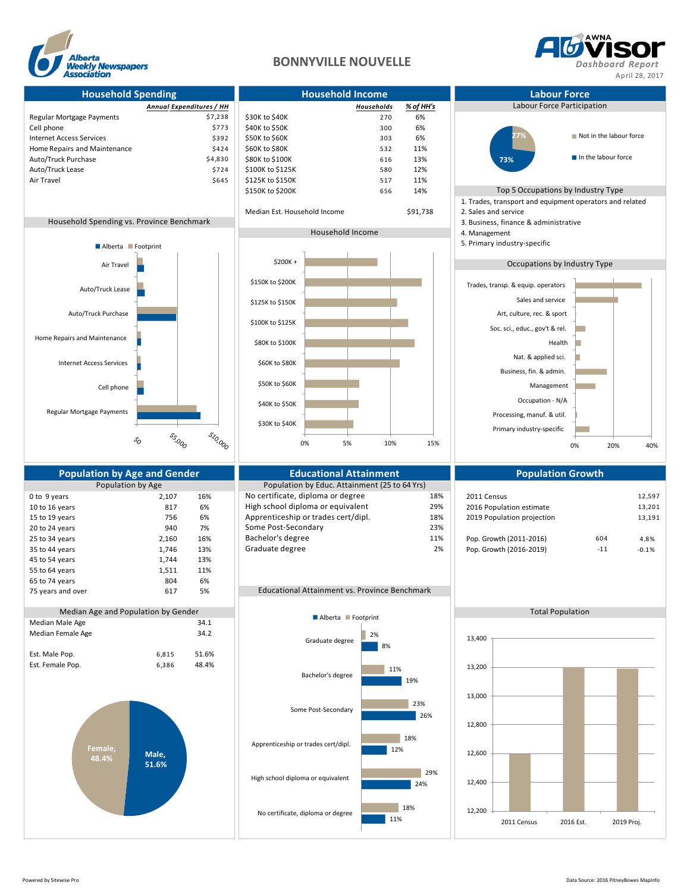Alberta Weekly Newspapers Association

# BONNYVILLE NOUVELLE

AWNA ADVISOR Dashboard Report

April 28, 2017

## Household Spending

| | Annual Expenditures / HH |
|---|---|
| Regular Mortgage Payments | $7,238 |
| Cell phone | $773 |
| Internet Access Services | $392 |
| Home Repairs and Maintenance | $424 |
| Auto/Truck Purchase | $4,830 |
| Auto/Truck Lease | $724 |
| Air Travel | $645 |

### Household Spending vs. Province Benchmark

Alberta / Footprint

Air Travel; Auto/Truck Lease; Auto/Truck Purchase; Home Repairs and Maintenance; Internet Access Services; Cell phone; Regular Mortgage Payments

$0; $5,000; $10,000

## Household Income

| | Households | % of HH's |
|---|---|---|
| $30K to $40K | 270 | 6% |
| $40K to $50K | 300 | 6% |
| $50K to $60K | 303 | 6% |
| $60K to $80K | 532 | 11% |
| $80K to $100K | 616 | 13% |
| $100K to $125K | 580 | 12% |
| $125K to $150K | 517 | 11% |
| $150K to $200K | 656 | 14% |

Median Est. Household Income: $91,738

### Household Income

$200K +; $150K to $200K; $125K to $150K; $100K to $125K; $80K to $100K; $60K to $80K; $50K to $60K; $40K to $50K; $30K to $40K

0%; 5%; 10%; 15%

## Labour Force

### Labour Force Participation

- Not in the labour force: 27%
- In the labour force: 73%

### Top 5 Occupations by Industry Type

1. Trades, transport and equipment operators and related
2. Sales and service
3. Business, finance & administrative
4. Management
5. Primary industry-specific

### Occupations by Industry Type

Trades, transp. & equip. operators; Sales and service; Art, culture, rec. & sport; Soc. sci., educ., gov't & rel.; Health; Nat. & applied sci.; Business, fin. & admin.; Management; Occupation - N/A; Processing, manuf. & util.; Primary industry-specific

0%; 20%; 40%

## Population by Age and Gender

### Population by Age

| | | |
|---|---|---|
| 0 to 9 years | 2,107 | 16% |
| 10 to 16 years | 817 | 6% |
| 15 to 19 years | 756 | 6% |
| 20 to 24 years | 940 | 7% |
| 25 to 34 years | 2,160 | 16% |
| 35 to 44 years | 1,746 | 13% |
| 45 to 54 years | 1,744 | 13% |
| 55 to 64 years | 1,511 | 11% |
| 65 to 74 years | 804 | 6% |
| 75 years and over | 617 | 5% |

### Median Age and Population by Gender

| | | |
|---|---|---|
| Median Male Age | | 34.1 |
| Median Female Age | | 34.2 |
| Est. Male Pop. | 6,815 | 51.6% |
| Est. Female Pop. | 6,386 | 48.4% |

Female, 48.4%; Male, 51.6%

## Educational Attainment

### Population by Educ. Attainment (25 to 64 Yrs)

| | |
|---|---|
| No certificate, diploma or degree | 18% |
| High school diploma or equivalent | 29% |
| Apprenticeship or trades cert/dipl. | 18% |
| Some Post-Secondary | 23% |
| Bachelor's degree | 11% |
| Graduate degree | 2% |

### Educational Attainment vs. Province Benchmark

| | Footprint | Alberta |
|---|---|---|
| Graduate degree | 2% | 8% |
| Bachelor's degree | 11% | 19% |
| Some Post-Secondary | 23% | 26% |
| Apprenticeship or trades cert/dipl. | 18% | 12% |
| High school diploma or equivalent | 29% | 24% |
| No certificate, diploma or degree | 18% | 11% |

## Population Growth

| | | |
|---|---|---|
| 2011 Census | | 12,597 |
| 2016 Population estimate | | 13,201 |
| 2019 Population projection | | 13,191 |
| Pop. Growth (2011-2016) | 604 | 4.8% |
| Pop. Growth (2016-2019) | -11 | -0.1% |

### Total Population

2011 Census; 2016 Est.; 2019 Proj.

12,200; 12,400; 12,600; 12,800; 13,000; 13,200; 13,400

Powered by Sitewise Pro

Data Source: 2016 PitneyBowes MapInfo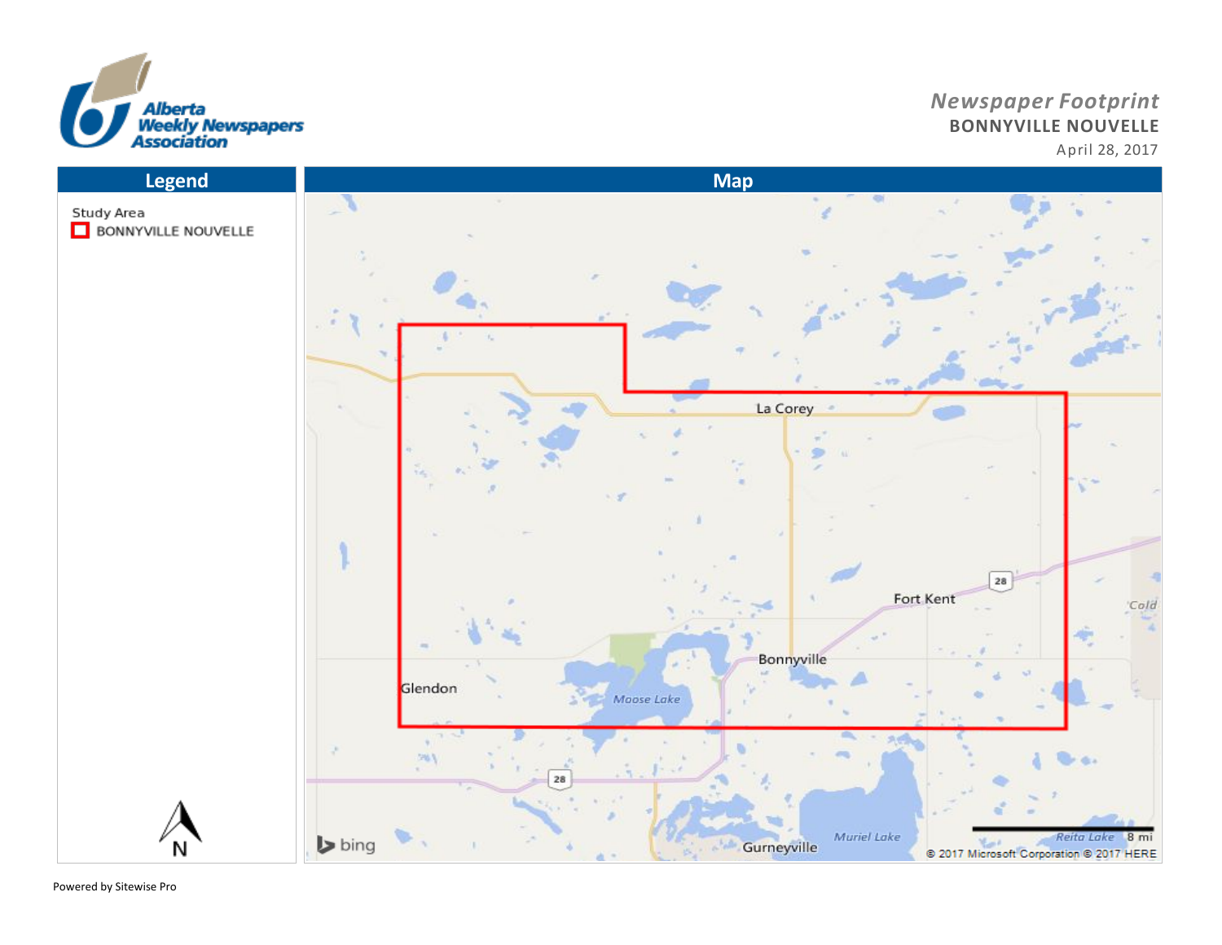Alberta Weekly Newspapers Association

*Newspaper Footprint*

**BONNYVILLE NOUVELLE**

April 28, 2017

## Legend

Study Area

BONNYVILLE NOUVELLE

## Map

La Corey

Fort Kent

Bonnyville

Glendon

Moose Lake

Cold

Gurneyville

Muriel Lake

Reita Lake

28

8 mi

© 2017 Microsoft Corporation © 2017 HERE

bing

N

Powered by Sitewise Pro